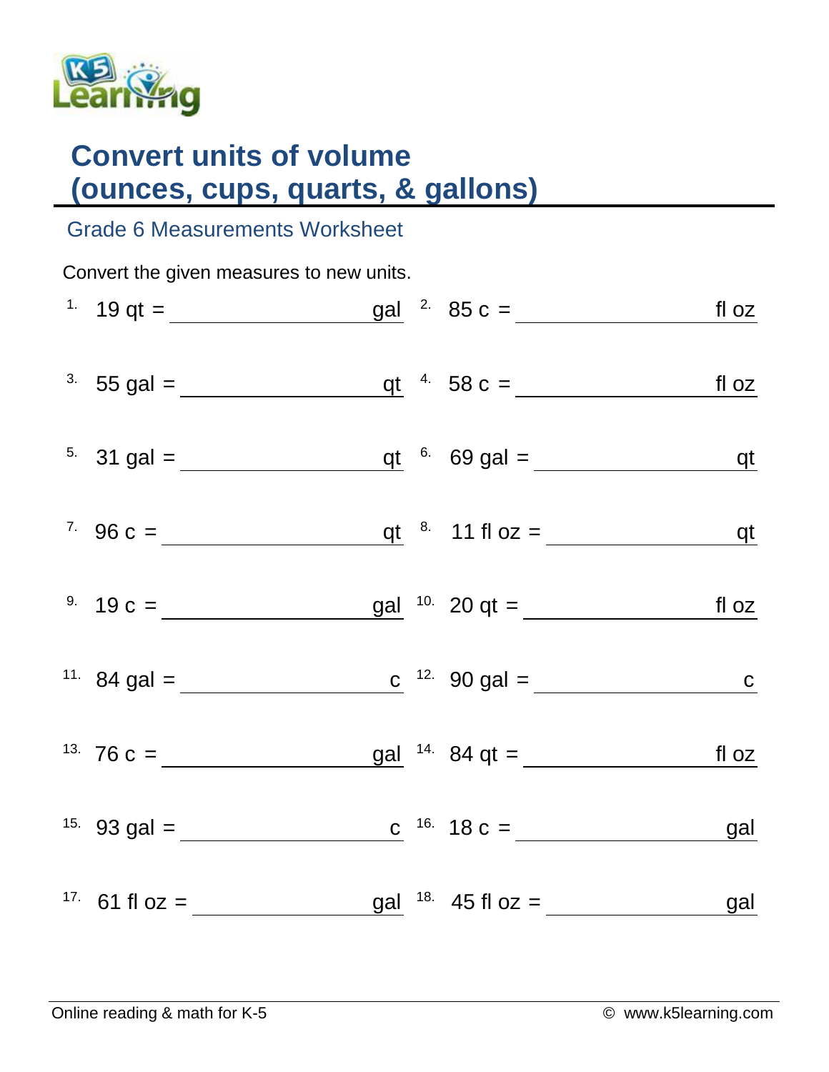# Convert units of volume (ounces, cups, quarts, & gallons)

## Grade 6 Measurements Worksheet

Convert the given measures to new units.

1. 19 qt = __________ gal
2. 85 c = __________ fl oz
3. 55 gal = __________ qt
4. 58 c = __________ fl oz
5. 31 gal = __________ qt
6. 69 gal = __________ qt
7. 96 c = __________ qt
8. 11 fl oz = __________ qt
9. 19 c = __________ gal
10. 20 qt = __________ fl oz
11. 84 gal = __________ c
12. 90 gal = __________ c
13. 76 c = __________ gal
14. 84 qt = __________ fl oz
15. 93 gal = __________ c
16. 18 c = __________ gal
17. 61 fl oz = __________ gal
18. 45 fl oz = __________ gal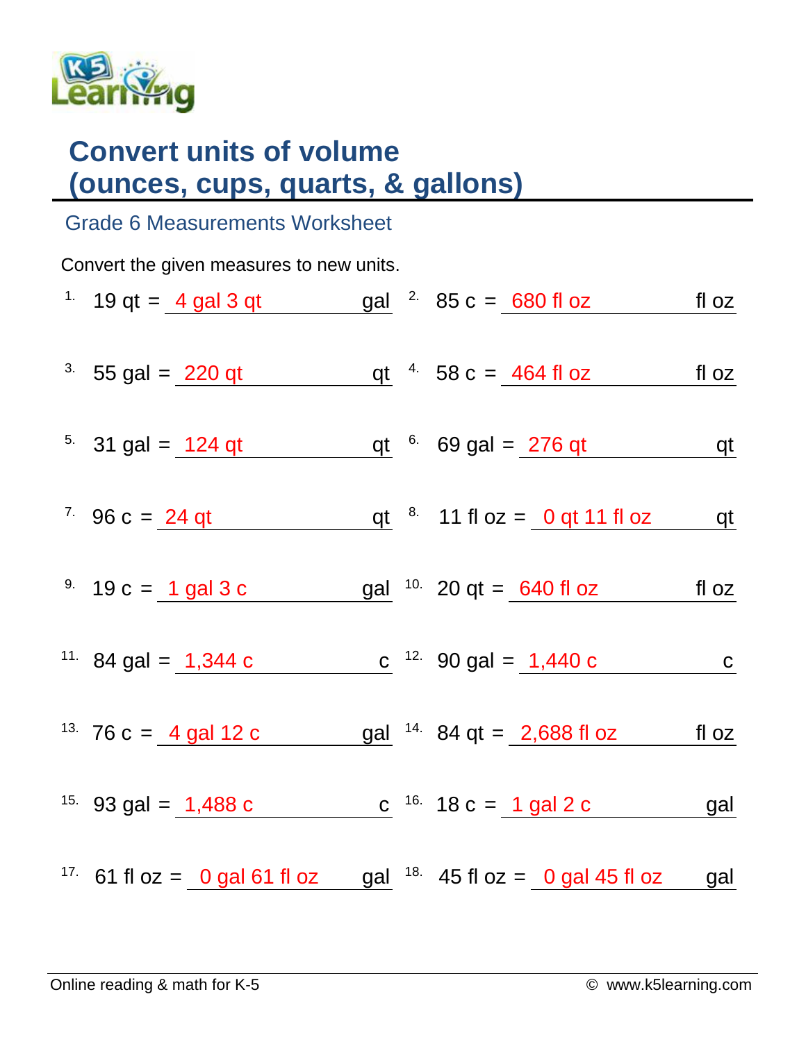# Convert units of volume (ounces, cups, quarts, & gallons)

## Grade 6 Measurements Worksheet

Convert the given measures to new units.

1. 19 qt = 4 gal 3 qt gal
2. 85 c = 680 fl oz fl oz
3. 55 gal = 220 qt qt
4. 58 c = 464 fl oz fl oz
5. 31 gal = 124 qt qt
6. 69 gal = 276 qt qt
7. 96 c = 24 qt qt
8. 11 fl oz = 0 qt 11 fl oz qt
9. 19 c = 1 gal 3 c gal
10. 20 qt = 640 fl oz fl oz
11. 84 gal = 1,344 c c
12. 90 gal = 1,440 c c
13. 76 c = 4 gal 12 c gal
14. 84 qt = 2,688 fl oz fl oz
15. 93 gal = 1,488 c c
16. 18 c = 1 gal 2 c gal
17. 61 fl oz = 0 gal 61 fl oz gal
18. 45 fl oz = 0 gal 45 fl oz gal

Online reading & math for K-5 © www.k5learning.com